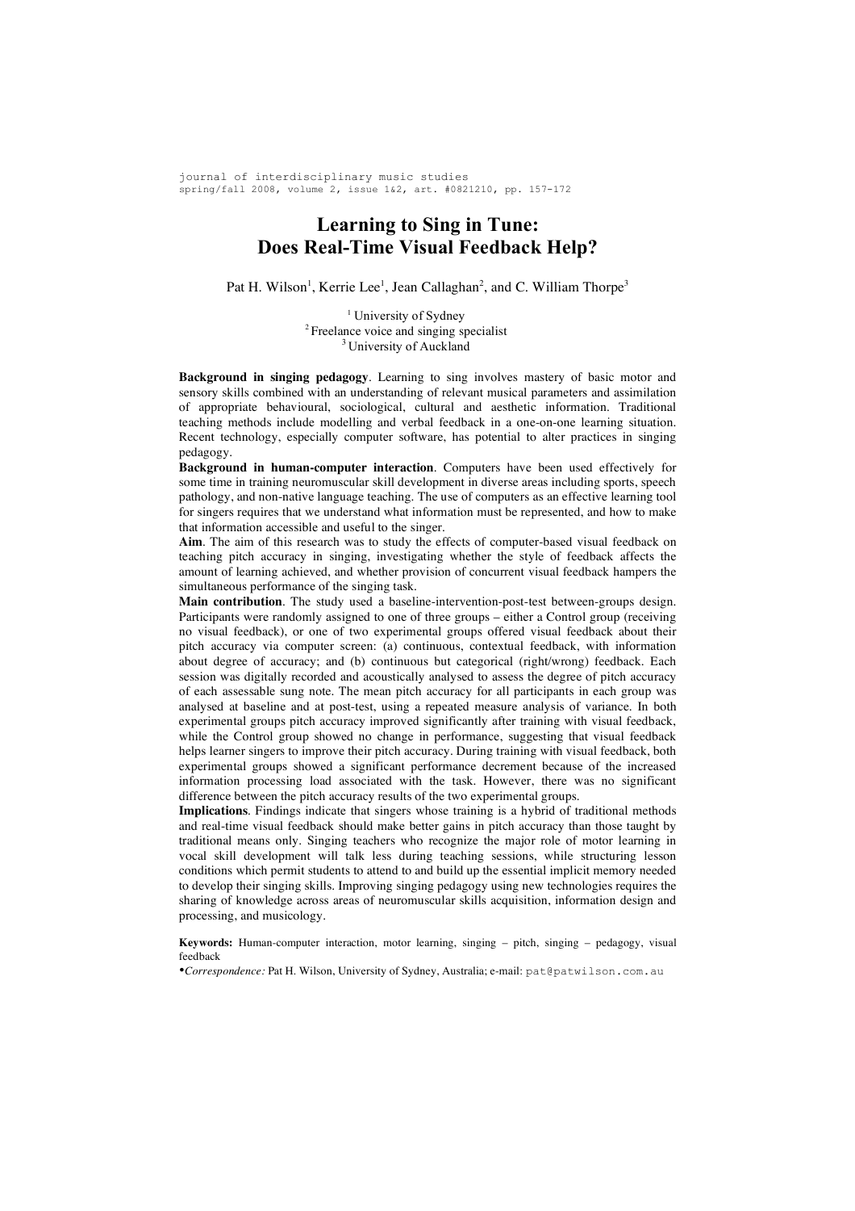# Learning to Sing in Tune: Does Real-Time Visual Feedback Help?

Pat H. Wilson[1], Kerrie Lee[1], Jean Callaghan[2], and C. William Thorpe[3]

[1] University of Sydney
[2] Freelance voice and singing specialist
[3] University of Auckland

**Background in singing pedagogy**. Learning to sing involves mastery of basic motor and sensory skills combined with an understanding of relevant musical parameters and assimilation of appropriate behavioural, sociological, cultural and aesthetic information. Traditional teaching methods include modelling and verbal feedback in a one-on-one learning situation. Recent technology, especially computer software, has potential to alter practices in singing pedagogy.

**Background in human-computer interaction**. Computers have been used effectively for some time in training neuromuscular skill development in diverse areas including sports, speech pathology, and non-native language teaching. The use of computers as an effective learning tool for singers requires that we understand what information must be represented, and how to make that information accessible and useful to the singer.

**Aim**. The aim of this research was to study the effects of computer-based visual feedback on teaching pitch accuracy in singing, investigating whether the style of feedback affects the amount of learning achieved, and whether provision of concurrent visual feedback hampers the simultaneous performance of the singing task.

**Main contribution**. The study used a baseline-intervention-post-test between-groups design. Participants were randomly assigned to one of three groups – either a Control group (receiving no visual feedback), or one of two experimental groups offered visual feedback about their pitch accuracy via computer screen: (a) continuous, contextual feedback, with information about degree of accuracy; and (b) continuous but categorical (right/wrong) feedback. Each session was digitally recorded and acoustically analysed to assess the degree of pitch accuracy of each assessable sung note. The mean pitch accuracy for all participants in each group was analysed at baseline and at post-test, using a repeated measure analysis of variance. In both experimental groups pitch accuracy improved significantly after training with visual feedback, while the Control group showed no change in performance, suggesting that visual feedback helps learner singers to improve their pitch accuracy. During training with visual feedback, both experimental groups showed a significant performance decrement because of the increased information processing load associated with the task. However, there was no significant difference between the pitch accuracy results of the two experimental groups.

**Implications**. Findings indicate that singers whose training is a hybrid of traditional methods and real-time visual feedback should make better gains in pitch accuracy than those taught by traditional means only. Singing teachers who recognize the major role of motor learning in vocal skill development will talk less during teaching sessions, while structuring lesson conditions which permit students to attend to and build up the essential implicit memory needed to develop their singing skills. Improving singing pedagogy using new technologies requires the sharing of knowledge across areas of neuromuscular skills acquisition, information design and processing, and musicology.

**Keywords:** Human-computer interaction, motor learning, singing – pitch, singing – pedagogy, visual feedback

•*Correspondence:* Pat H. Wilson, University of Sydney, Australia; e-mail: pat@patwilson.com.au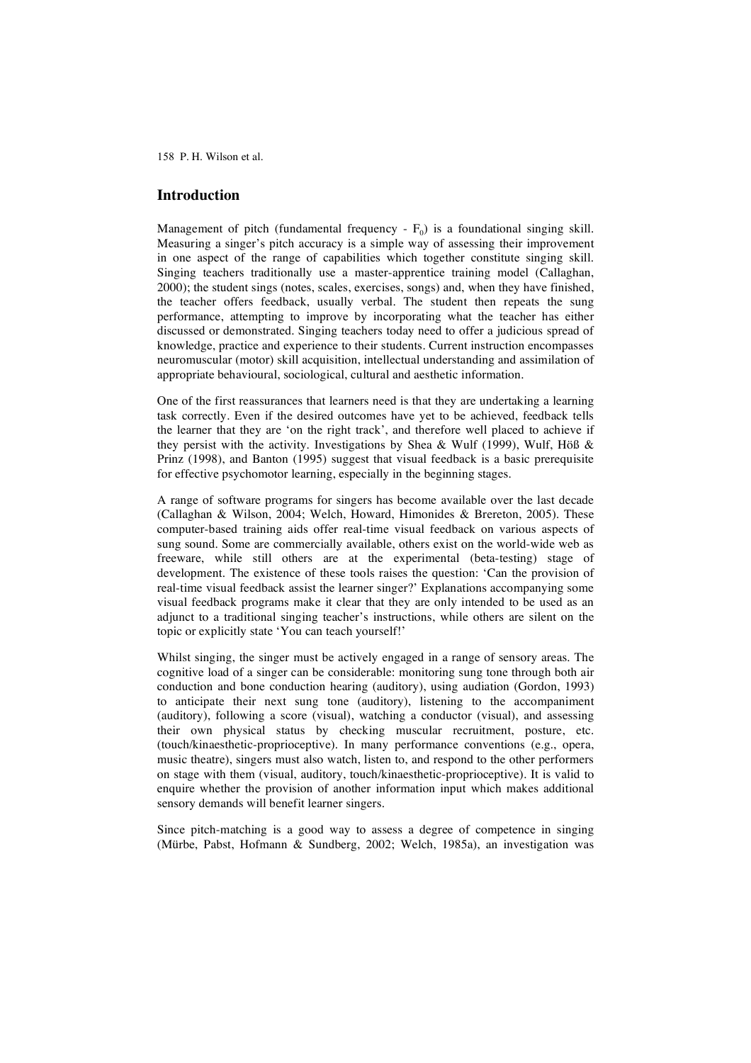## Introduction

Management of pitch (fundamental frequency - $F_0$) is a foundational singing skill. Measuring a singer's pitch accuracy is a simple way of assessing their improvement in one aspect of the range of capabilities which together constitute singing skill. Singing teachers traditionally use a master-apprentice training model (Callaghan, 2000); the student sings (notes, scales, exercises, songs) and, when they have finished, the teacher offers feedback, usually verbal. The student then repeats the sung performance, attempting to improve by incorporating what the teacher has either discussed or demonstrated. Singing teachers today need to offer a judicious spread of knowledge, practice and experience to their students. Current instruction encompasses neuromuscular (motor) skill acquisition, intellectual understanding and assimilation of appropriate behavioural, sociological, cultural and aesthetic information.

One of the first reassurances that learners need is that they are undertaking a learning task correctly. Even if the desired outcomes have yet to be achieved, feedback tells the learner that they are 'on the right track', and therefore well placed to achieve if they persist with the activity. Investigations by Shea & Wulf (1999), Wulf, Höß & Prinz (1998), and Banton (1995) suggest that visual feedback is a basic prerequisite for effective psychomotor learning, especially in the beginning stages.

A range of software programs for singers has become available over the last decade (Callaghan & Wilson, 2004; Welch, Howard, Himonides & Brereton, 2005). These computer-based training aids offer real-time visual feedback on various aspects of sung sound. Some are commercially available, others exist on the world-wide web as freeware, while still others are at the experimental (beta-testing) stage of development. The existence of these tools raises the question: 'Can the provision of real-time visual feedback assist the learner singer?' Explanations accompanying some visual feedback programs make it clear that they are only intended to be used as an adjunct to a traditional singing teacher's instructions, while others are silent on the topic or explicitly state 'You can teach yourself!'

Whilst singing, the singer must be actively engaged in a range of sensory areas. The cognitive load of a singer can be considerable: monitoring sung tone through both air conduction and bone conduction hearing (auditory), using audiation (Gordon, 1993) to anticipate their next sung tone (auditory), listening to the accompaniment (auditory), following a score (visual), watching a conductor (visual), and assessing their own physical status by checking muscular recruitment, posture, etc. (touch/kinaesthetic-proprioceptive). In many performance conventions (e.g., opera, music theatre), singers must also watch, listen to, and respond to the other performers on stage with them (visual, auditory, touch/kinaesthetic-proprioceptive). It is valid to enquire whether the provision of another information input which makes additional sensory demands will benefit learner singers.

Since pitch-matching is a good way to assess a degree of competence in singing (Mürbe, Pabst, Hofmann & Sundberg, 2002; Welch, 1985a), an investigation was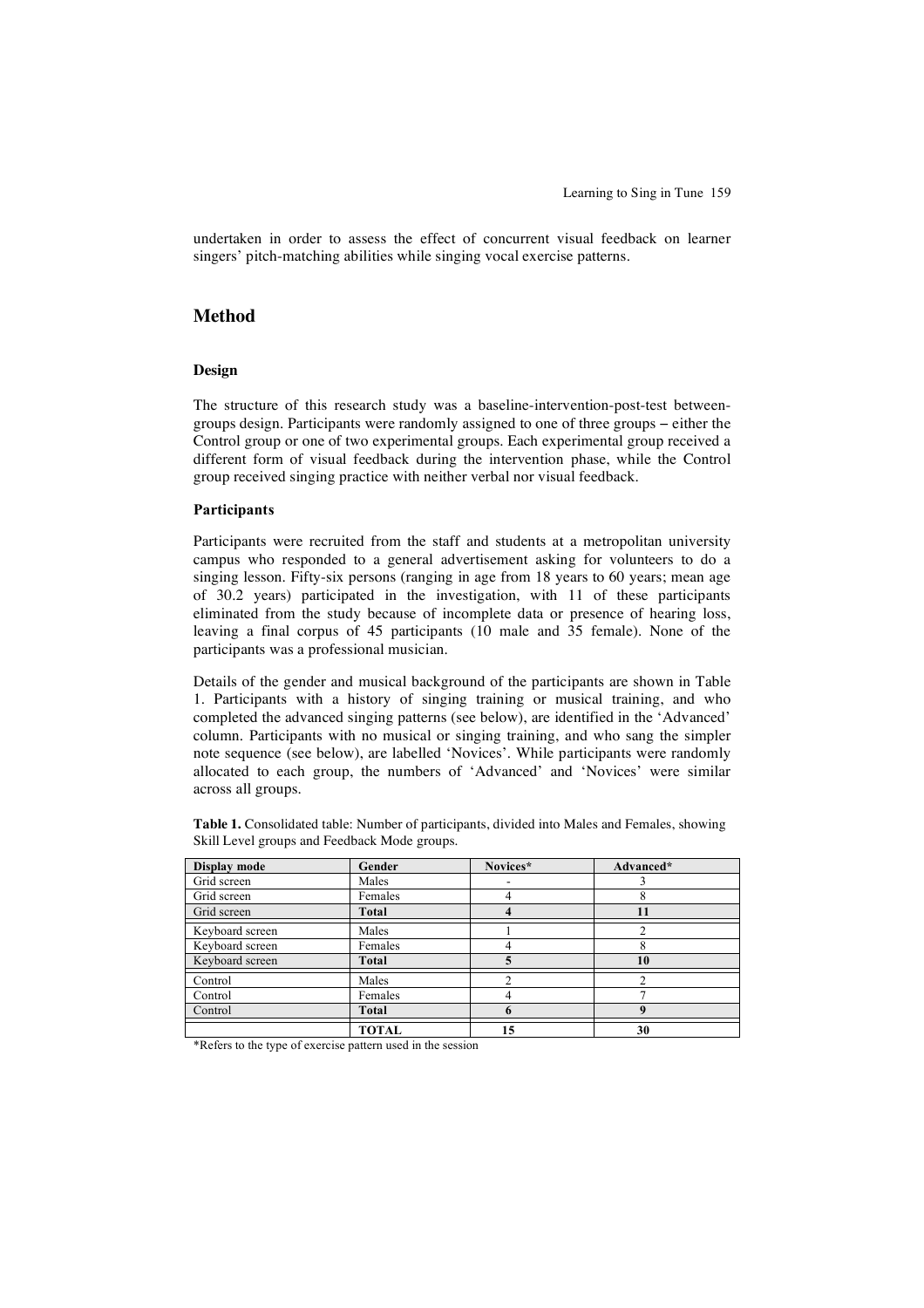undertaken in order to assess the effect of concurrent visual feedback on learner singers' pitch-matching abilities while singing vocal exercise patterns.

## Method

### Design

The structure of this research study was a baseline-intervention-post-test between-groups design. Participants were randomly assigned to one of three groups – either the Control group or one of two experimental groups. Each experimental group received a different form of visual feedback during the intervention phase, while the Control group received singing practice with neither verbal nor visual feedback.

### Participants

Participants were recruited from the staff and students at a metropolitan university campus who responded to a general advertisement asking for volunteers to do a singing lesson. Fifty-six persons (ranging in age from 18 years to 60 years; mean age of 30.2 years) participated in the investigation, with 11 of these participants eliminated from the study because of incomplete data or presence of hearing loss, leaving a final corpus of 45 participants (10 male and 35 female). None of the participants was a professional musician.

Details of the gender and musical background of the participants are shown in Table 1. Participants with a history of singing training or musical training, and who completed the advanced singing patterns (see below), are identified in the 'Advanced' column. Participants with no musical or singing training, and who sang the simpler note sequence (see below), are labelled 'Novices'. While participants were randomly allocated to each group, the numbers of 'Advanced' and 'Novices' were similar across all groups.

**Table 1.** Consolidated table: Number of participants, divided into Males and Females, showing Skill Level groups and Feedback Mode groups.

| Display mode | Gender | Novices* | Advanced* |
|---|---|---|---|
| Grid screen | Males | - | 3 |
| Grid screen | Females | 4 | 8 |
| Grid screen | **Total** | **4** | **11** |
| Keyboard screen | Males | 1 | 2 |
| Keyboard screen | Females | 4 | 8 |
| Keyboard screen | **Total** | **5** | **10** |
| Control | Males | 2 | 2 |
| Control | Females | 4 | 7 |
| Control | **Total** | **6** | **9** |
| | **TOTAL** | **15** | **30** |

*Refers to the type of exercise pattern used in the session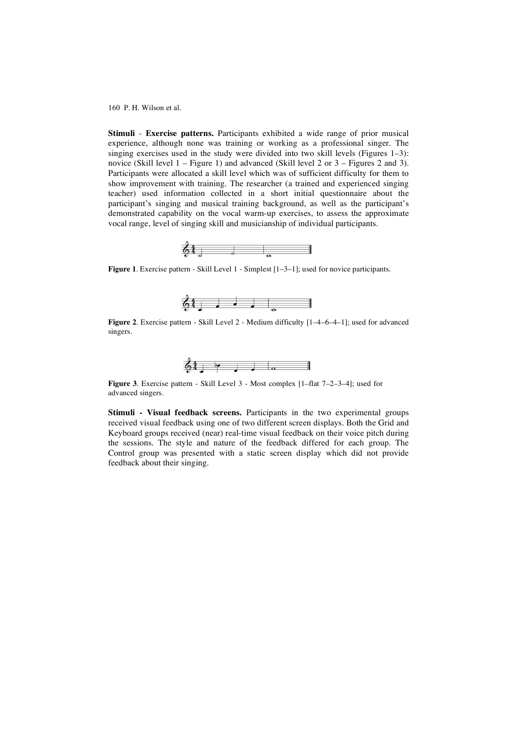**Stimuli** - **Exercise patterns.** Participants exhibited a wide range of prior musical experience, although none was training or working as a professional singer. The singing exercises used in the study were divided into two skill levels (Figures 1–3): novice (Skill level 1 – Figure 1) and advanced (Skill level 2 or 3 – Figures 2 and 3). Participants were allocated a skill level which was of sufficient difficulty for them to show improvement with training. The researcher (a trained and experienced singing teacher) used information collected in a short initial questionnaire about the participant's singing and musical training background, as well as the participant's demonstrated capability on the vocal warm-up exercises, to assess the approximate vocal range, level of singing skill and musicianship of individual participants.

**Figure 1**. Exercise pattern - Skill Level 1 - Simplest [1–3–1]; used for novice participants.

**Figure 2**. Exercise pattern - Skill Level 2 - Medium difficulty [1–4–6–4–1]; used for advanced singers.

**Figure 3**. Exercise pattern - Skill Level 3 - Most complex [1–flat 7–2–3–4]; used for advanced singers.

**Stimuli - Visual feedback screens.** Participants in the two experimental groups received visual feedback using one of two different screen displays. Both the Grid and Keyboard groups received (near) real-time visual feedback on their voice pitch during the sessions. The style and nature of the feedback differed for each group. The Control group was presented with a static screen display which did not provide feedback about their singing.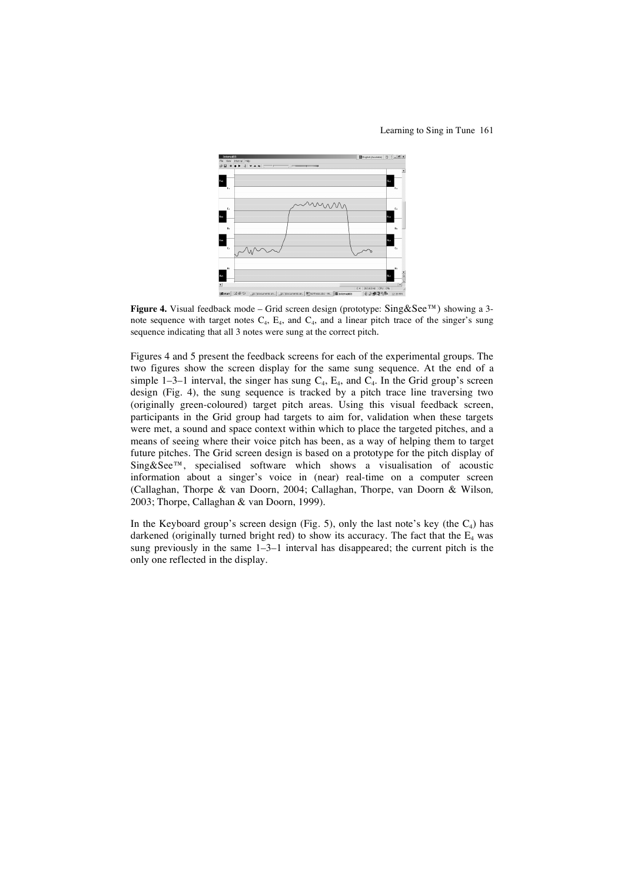**Figure 4.** Visual feedback mode – Grid screen design (prototype: Sing&See™) showing a 3-note sequence with target notes $C_4$, $E_4$, and $C_4$, and a linear pitch trace of the singer's sung sequence indicating that all 3 notes were sung at the correct pitch.

Figures 4 and 5 present the feedback screens for each of the experimental groups. The two figures show the screen display for the same sung sequence. At the end of a simple 1–3–1 interval, the singer has sung $C_4$, $E_4$, and $C_4$. In the Grid group's screen design (Fig. 4), the sung sequence is tracked by a pitch trace line traversing two (originally green-coloured) target pitch areas. Using this visual feedback screen, participants in the Grid group had targets to aim for, validation when these targets were met, a sound and space context within which to place the targeted pitches, and a means of seeing where their voice pitch has been, as a way of helping them to target future pitches. The Grid screen design is based on a prototype for the pitch display of Sing&See™, specialised software which shows a visualisation of acoustic information about a singer's voice in (near) real-time on a computer screen (Callaghan, Thorpe & van Doorn, 2004; Callaghan, Thorpe, van Doorn & Wilson, 2003; Thorpe, Callaghan & van Doorn, 1999).

In the Keyboard group's screen design (Fig. 5), only the last note's key (the $C_4$) has darkened (originally turned bright red) to show its accuracy. The fact that the $E_4$ was sung previously in the same 1–3–1 interval has disappeared; the current pitch is the only one reflected in the display.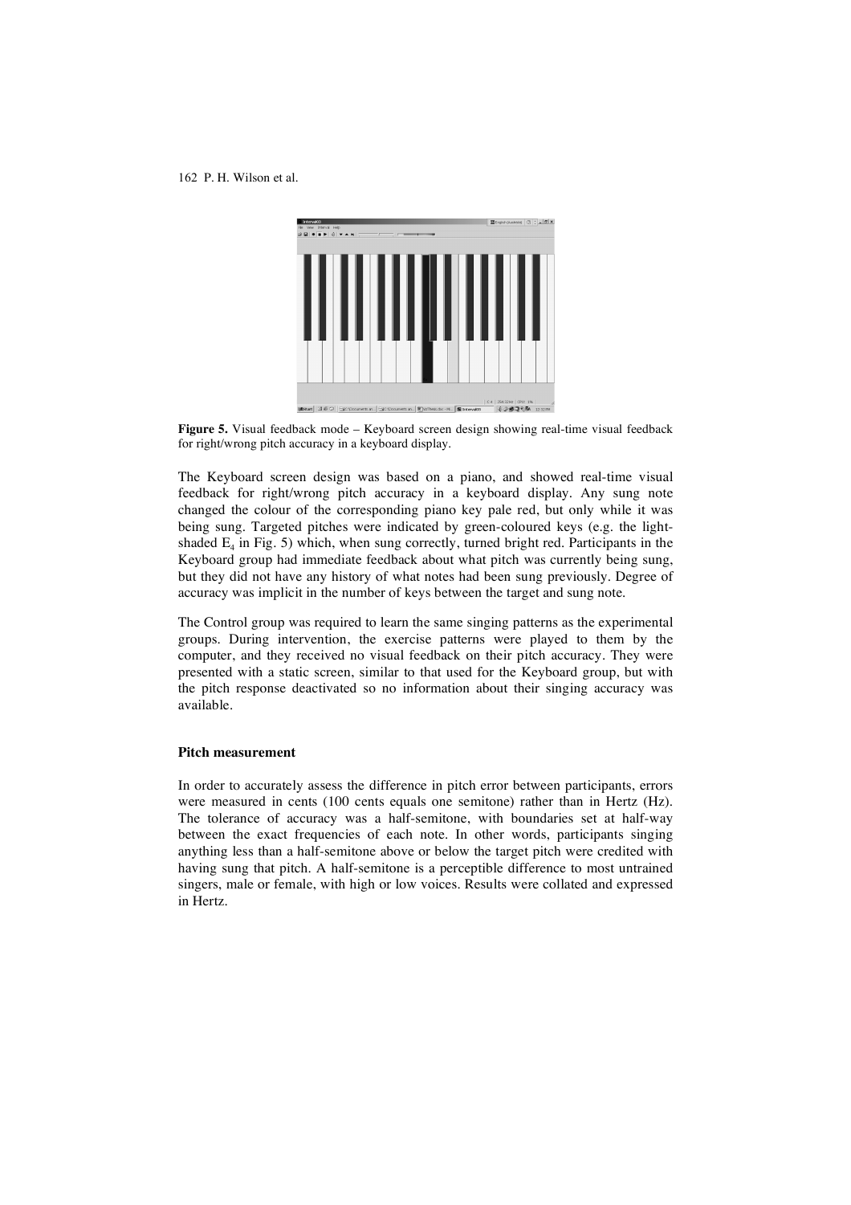**Figure 5.** Visual feedback mode – Keyboard screen design showing real-time visual feedback for right/wrong pitch accuracy in a keyboard display.

The Keyboard screen design was based on a piano, and showed real-time visual feedback for right/wrong pitch accuracy in a keyboard display. Any sung note changed the colour of the corresponding piano key pale red, but only while it was being sung. Targeted pitches were indicated by green-coloured keys (e.g. the light-shaded $E_4$ in Fig. 5) which, when sung correctly, turned bright red. Participants in the Keyboard group had immediate feedback about what pitch was currently being sung, but they did not have any history of what notes had been sung previously. Degree of accuracy was implicit in the number of keys between the target and sung note.

The Control group was required to learn the same singing patterns as the experimental groups. During intervention, the exercise patterns were played to them by the computer, and they received no visual feedback on their pitch accuracy. They were presented with a static screen, similar to that used for the Keyboard group, but with the pitch response deactivated so no information about their singing accuracy was available.

### Pitch measurement

In order to accurately assess the difference in pitch error between participants, errors were measured in cents (100 cents equals one semitone) rather than in Hertz (Hz). The tolerance of accuracy was a half-semitone, with boundaries set at half-way between the exact frequencies of each note. In other words, participants singing anything less than a half-semitone above or below the target pitch were credited with having sung that pitch. A half-semitone is a perceptible difference to most untrained singers, male or female, with high or low voices. Results were collated and expressed in Hertz.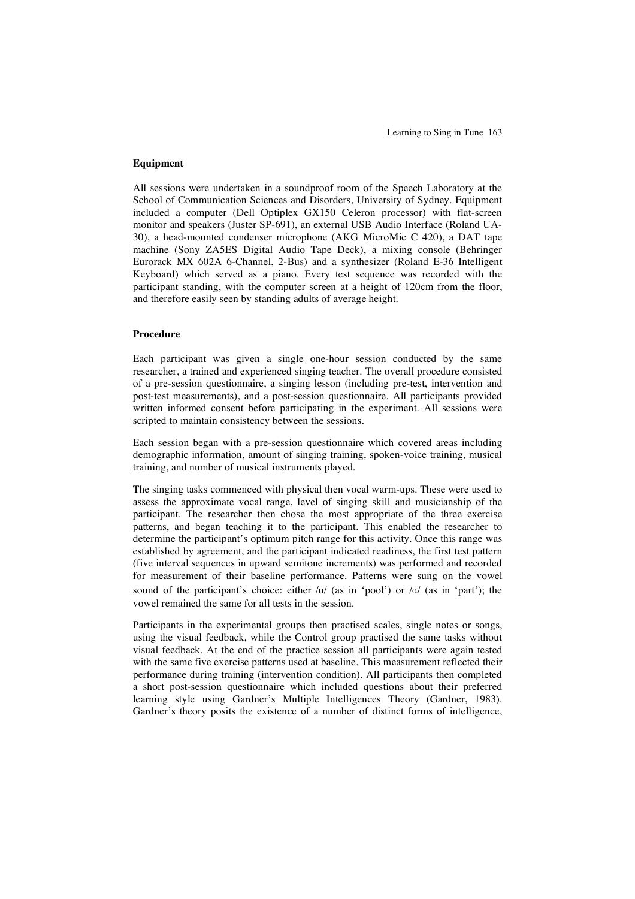### Equipment

All sessions were undertaken in a soundproof room of the Speech Laboratory at the School of Communication Sciences and Disorders, University of Sydney. Equipment included a computer (Dell Optiplex GX150 Celeron processor) with flat-screen monitor and speakers (Juster SP-691), an external USB Audio Interface (Roland UA-30), a head-mounted condenser microphone (AKG MicroMic C 420), a DAT tape machine (Sony ZA5ES Digital Audio Tape Deck), a mixing console (Behringer Eurorack MX 602A 6-Channel, 2-Bus) and a synthesizer (Roland E-36 Intelligent Keyboard) which served as a piano. Every test sequence was recorded with the participant standing, with the computer screen at a height of 120cm from the floor, and therefore easily seen by standing adults of average height.

### Procedure

Each participant was given a single one-hour session conducted by the same researcher, a trained and experienced singing teacher. The overall procedure consisted of a pre-session questionnaire, a singing lesson (including pre-test, intervention and post-test measurements), and a post-session questionnaire. All participants provided written informed consent before participating in the experiment. All sessions were scripted to maintain consistency between the sessions.

Each session began with a pre-session questionnaire which covered areas including demographic information, amount of singing training, spoken-voice training, musical training, and number of musical instruments played.

The singing tasks commenced with physical then vocal warm-ups. These were used to assess the approximate vocal range, level of singing skill and musicianship of the participant. The researcher then chose the most appropriate of the three exercise patterns, and began teaching it to the participant. This enabled the researcher to determine the participant's optimum pitch range for this activity. Once this range was established by agreement, and the participant indicated readiness, the first test pattern (five interval sequences in upward semitone increments) was performed and recorded for measurement of their baseline performance. Patterns were sung on the vowel sound of the participant's choice: either /u/ (as in 'pool') or /ɑ/ (as in 'part'); the vowel remained the same for all tests in the session.

Participants in the experimental groups then practised scales, single notes or songs, using the visual feedback, while the Control group practised the same tasks without visual feedback. At the end of the practice session all participants were again tested with the same five exercise patterns used at baseline. This measurement reflected their performance during training (intervention condition). All participants then completed a short post-session questionnaire which included questions about their preferred learning style using Gardner's Multiple Intelligences Theory (Gardner, 1983). Gardner's theory posits the existence of a number of distinct forms of intelligence,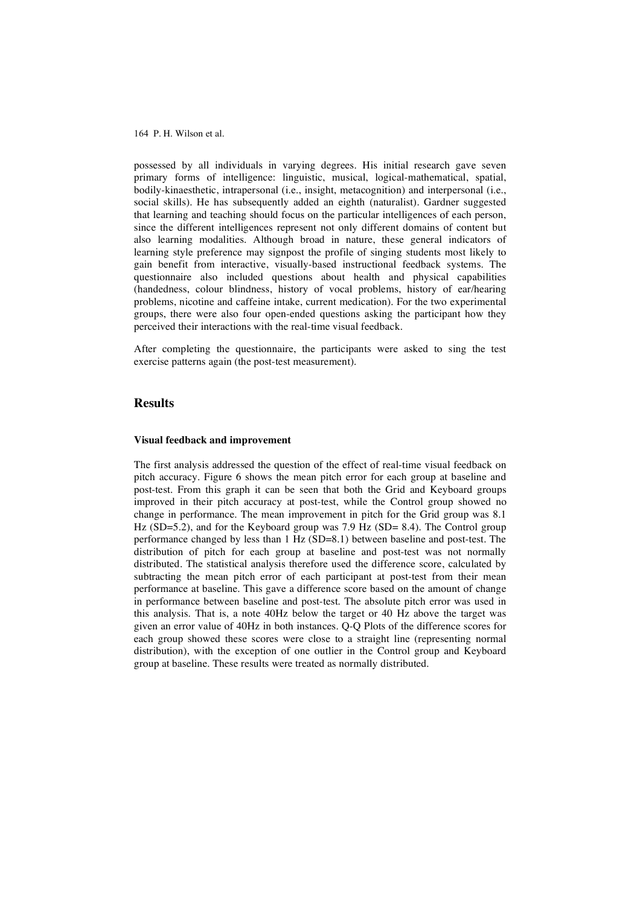possessed by all individuals in varying degrees. His initial research gave seven primary forms of intelligence: linguistic, musical, logical-mathematical, spatial, bodily-kinaesthetic, intrapersonal (i.e., insight, metacognition) and interpersonal (i.e., social skills). He has subsequently added an eighth (naturalist). Gardner suggested that learning and teaching should focus on the particular intelligences of each person, since the different intelligences represent not only different domains of content but also learning modalities. Although broad in nature, these general indicators of learning style preference may signpost the profile of singing students most likely to gain benefit from interactive, visually-based instructional feedback systems. The questionnaire also included questions about health and physical capabilities (handedness, colour blindness, history of vocal problems, history of ear/hearing problems, nicotine and caffeine intake, current medication). For the two experimental groups, there were also four open-ended questions asking the participant how they perceived their interactions with the real-time visual feedback.

After completing the questionnaire, the participants were asked to sing the test exercise patterns again (the post-test measurement).

## Results

### Visual feedback and improvement

The first analysis addressed the question of the effect of real-time visual feedback on pitch accuracy. Figure 6 shows the mean pitch error for each group at baseline and post-test. From this graph it can be seen that both the Grid and Keyboard groups improved in their pitch accuracy at post-test, while the Control group showed no change in performance. The mean improvement in pitch for the Grid group was 8.1 Hz (SD=5.2), and for the Keyboard group was 7.9 Hz (SD= 8.4). The Control group performance changed by less than 1 Hz (SD=8.1) between baseline and post-test. The distribution of pitch for each group at baseline and post-test was not normally distributed. The statistical analysis therefore used the difference score, calculated by subtracting the mean pitch error of each participant at post-test from their mean performance at baseline. This gave a difference score based on the amount of change in performance between baseline and post-test. The absolute pitch error was used in this analysis. That is, a note 40Hz below the target or 40 Hz above the target was given an error value of 40Hz in both instances. Q-Q Plots of the difference scores for each group showed these scores were close to a straight line (representing normal distribution), with the exception of one outlier in the Control group and Keyboard group at baseline. These results were treated as normally distributed.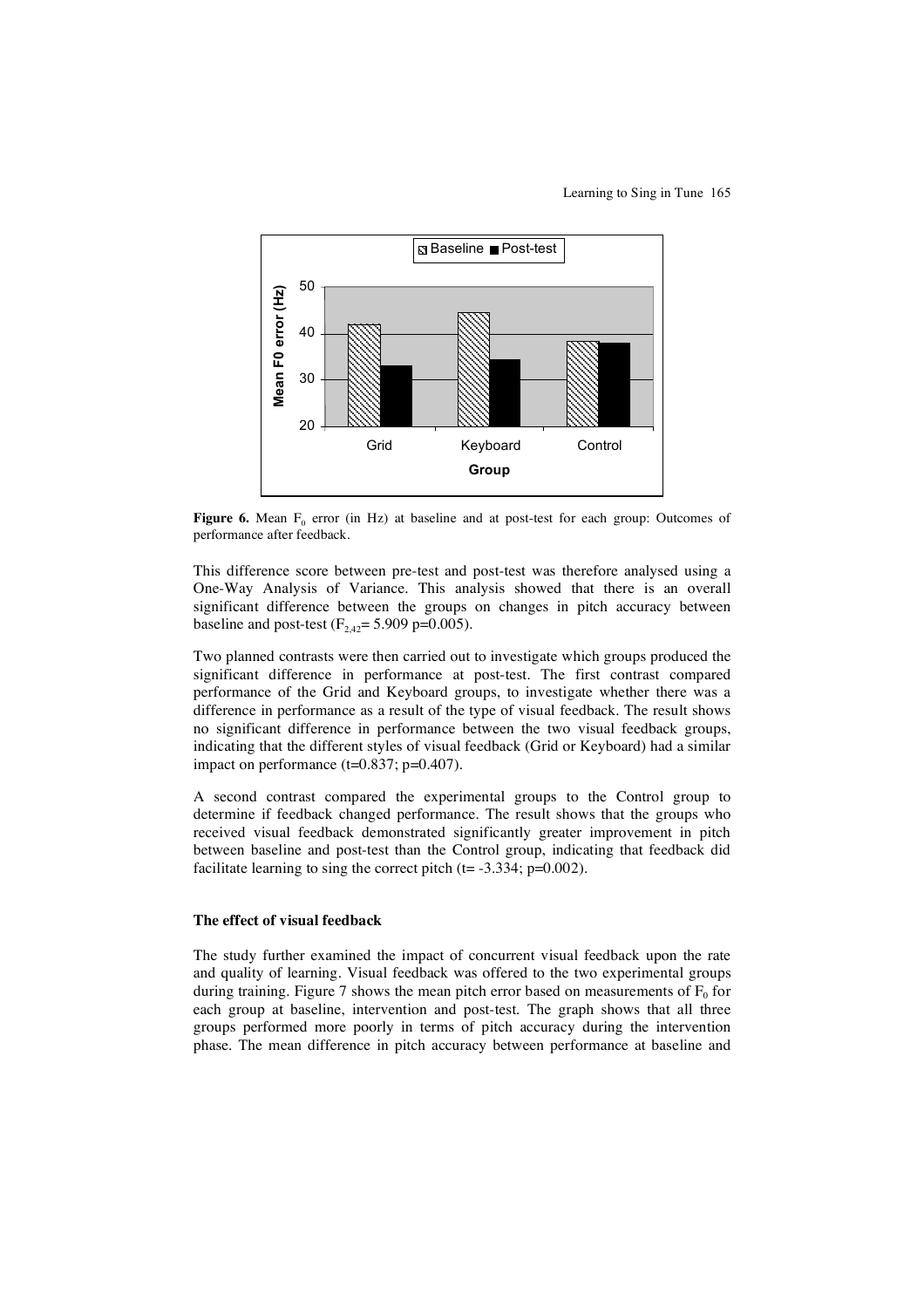**Figure 6.** Mean $F_0$ error (in Hz) at baseline and at post-test for each group: Outcomes of performance after feedback.

This difference score between pre-test and post-test was therefore analysed using a One-Way Analysis of Variance. This analysis showed that there is an overall significant difference between the groups on changes in pitch accuracy between baseline and post-test ($F_{2,42}$= 5.909 p=0.005).

Two planned contrasts were then carried out to investigate which groups produced the significant difference in performance at post-test. The first contrast compared performance of the Grid and Keyboard groups, to investigate whether there was a difference in performance as a result of the type of visual feedback. The result shows no significant difference in performance between the two visual feedback groups, indicating that the different styles of visual feedback (Grid or Keyboard) had a similar impact on performance (t=0.837; p=0.407).

A second contrast compared the experimental groups to the Control group to determine if feedback changed performance. The result shows that the groups who received visual feedback demonstrated significantly greater improvement in pitch between baseline and post-test than the Control group, indicating that feedback did facilitate learning to sing the correct pitch (t= -3.334; p=0.002).

### The effect of visual feedback

The study further examined the impact of concurrent visual feedback upon the rate and quality of learning. Visual feedback was offered to the two experimental groups during training. Figure 7 shows the mean pitch error based on measurements of $F_0$ for each group at baseline, intervention and post-test. The graph shows that all three groups performed more poorly in terms of pitch accuracy during the intervention phase. The mean difference in pitch accuracy between performance at baseline and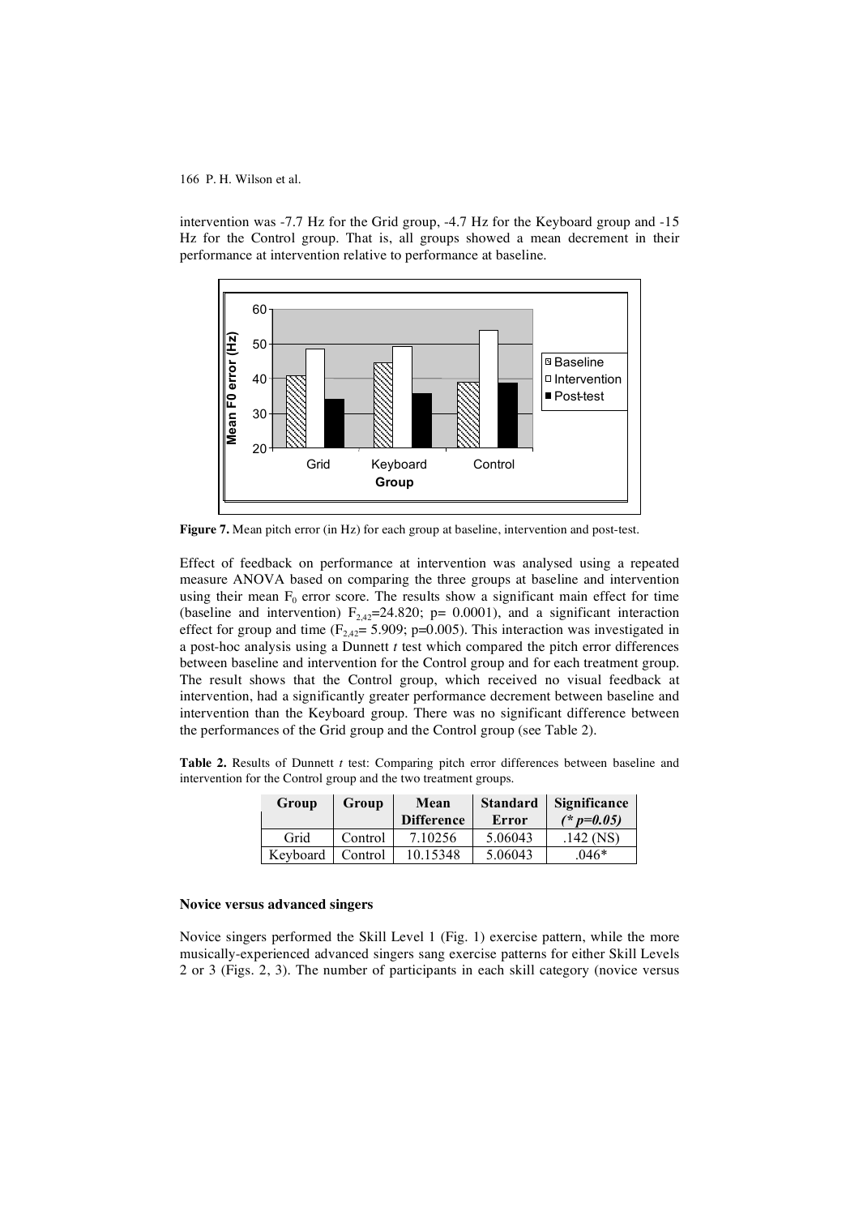intervention was -7.7 Hz for the Grid group, -4.7 Hz for the Keyboard group and -15 Hz for the Control group. That is, all groups showed a mean decrement in their performance at intervention relative to performance at baseline.

**Figure 7.** Mean pitch error (in Hz) for each group at baseline, intervention and post-test.

Effect of feedback on performance at intervention was analysed using a repeated measure ANOVA based on comparing the three groups at baseline and intervention using their mean $F_0$ error score. The results show a significant main effect for time (baseline and intervention) $F_{2,42}$=24.820; p= 0.0001), and a significant interaction effect for group and time ($F_{2,42}$= 5.909; p=0.005). This interaction was investigated in a post-hoc analysis using a Dunnett *t* test which compared the pitch error differences between baseline and intervention for the Control group and for each treatment group. The result shows that the Control group, which received no visual feedback at intervention, had a significantly greater performance decrement between baseline and intervention than the Keyboard group. There was no significant difference between the performances of the Grid group and the Control group (see Table 2).

**Table 2.** Results of Dunnett *t* test: Comparing pitch error differences between baseline and intervention for the Control group and the two treatment groups.

| Group | Group | Mean Difference | Standard Error | Significance *(* p=0.05)* |
|---|---|---|---|---|
| Grid | Control | 7.10256 | 5.06043 | .142 (NS) |
| Keyboard | Control | 10.15348 | 5.06043 | .046* |

### Novice versus advanced singers

Novice singers performed the Skill Level 1 (Fig. 1) exercise pattern, while the more musically-experienced advanced singers sang exercise patterns for either Skill Levels 2 or 3 (Figs. 2, 3). The number of participants in each skill category (novice versus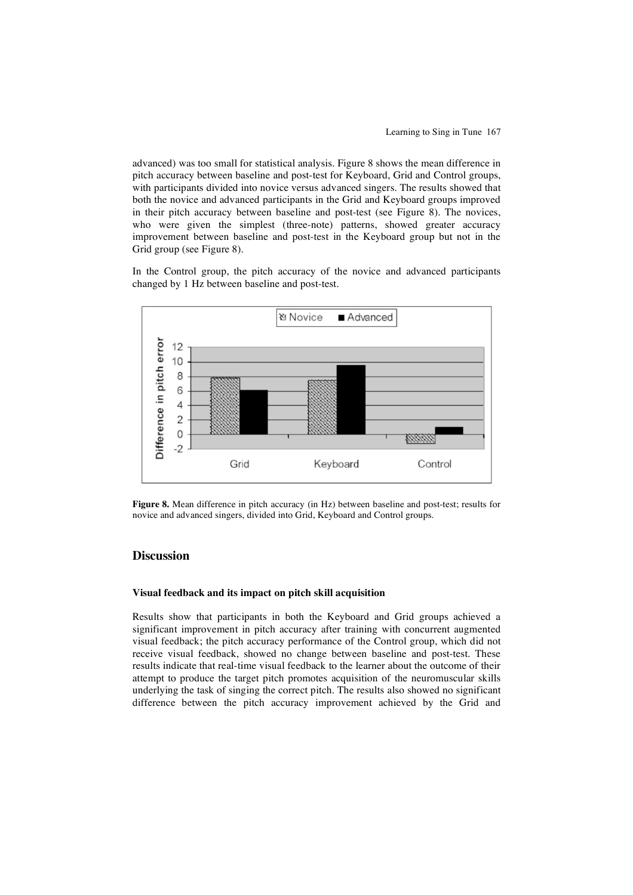advanced) was too small for statistical analysis. Figure 8 shows the mean difference in pitch accuracy between baseline and post-test for Keyboard, Grid and Control groups, with participants divided into novice versus advanced singers. The results showed that both the novice and advanced participants in the Grid and Keyboard groups improved in their pitch accuracy between baseline and post-test (see Figure 8). The novices, who were given the simplest (three-note) patterns, showed greater accuracy improvement between baseline and post-test in the Keyboard group but not in the Grid group (see Figure 8).

In the Control group, the pitch accuracy of the novice and advanced participants changed by 1 Hz between baseline and post-test.

**Figure 8.** Mean difference in pitch accuracy (in Hz) between baseline and post-test; results for novice and advanced singers, divided into Grid, Keyboard and Control groups.

## Discussion

### Visual feedback and its impact on pitch skill acquisition

Results show that participants in both the Keyboard and Grid groups achieved a significant improvement in pitch accuracy after training with concurrent augmented visual feedback; the pitch accuracy performance of the Control group, which did not receive visual feedback, showed no change between baseline and post-test. These results indicate that real-time visual feedback to the learner about the outcome of their attempt to produce the target pitch promotes acquisition of the neuromuscular skills underlying the task of singing the correct pitch. The results also showed no significant difference between the pitch accuracy improvement achieved by the Grid and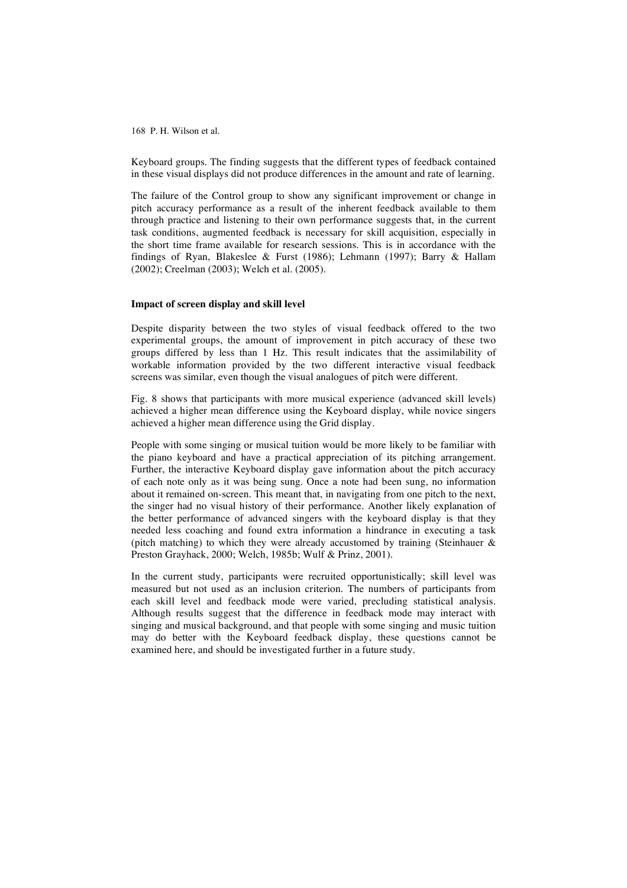Keyboard groups. The finding suggests that the different types of feedback contained in these visual displays did not produce differences in the amount and rate of learning.

The failure of the Control group to show any significant improvement or change in pitch accuracy performance as a result of the inherent feedback available to them through practice and listening to their own performance suggests that, in the current task conditions, augmented feedback is necessary for skill acquisition, especially in the short time frame available for research sessions. This is in accordance with the findings of Ryan, Blakeslee & Furst (1986); Lehmann (1997); Barry & Hallam (2002); Creelman (2003); Welch et al. (2005).

### Impact of screen display and skill level

Despite disparity between the two styles of visual feedback offered to the two experimental groups, the amount of improvement in pitch accuracy of these two groups differed by less than 1 Hz. This result indicates that the assimilability of workable information provided by the two different interactive visual feedback screens was similar, even though the visual analogues of pitch were different.

Fig. 8 shows that participants with more musical experience (advanced skill levels) achieved a higher mean difference using the Keyboard display, while novice singers achieved a higher mean difference using the Grid display.

People with some singing or musical tuition would be more likely to be familiar with the piano keyboard and have a practical appreciation of its pitching arrangement. Further, the interactive Keyboard display gave information about the pitch accuracy of each note only as it was being sung. Once a note had been sung, no information about it remained on-screen. This meant that, in navigating from one pitch to the next, the singer had no visual history of their performance. Another likely explanation of the better performance of advanced singers with the keyboard display is that they needed less coaching and found extra information a hindrance in executing a task (pitch matching) to which they were already accustomed by training (Steinhauer & Preston Grayhack, 2000; Welch, 1985b; Wulf & Prinz, 2001).

In the current study, participants were recruited opportunistically; skill level was measured but not used as an inclusion criterion. The numbers of participants from each skill level and feedback mode were varied, precluding statistical analysis. Although results suggest that the difference in feedback mode may interact with singing and musical background, and that people with some singing and music tuition may do better with the Keyboard feedback display, these questions cannot be examined here, and should be investigated further in a future study.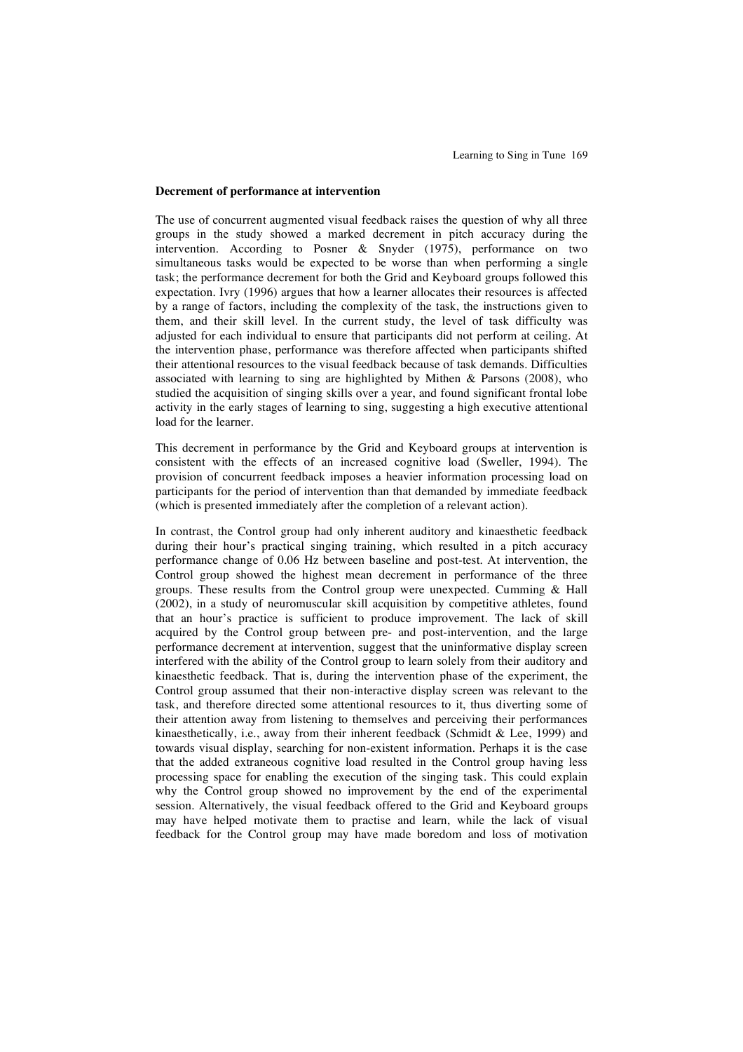### Decrement of performance at intervention

The use of concurrent augmented visual feedback raises the question of why all three groups in the study showed a marked decrement in pitch accuracy during the intervention. According to Posner & Snyder (1975), performance on two simultaneous tasks would be expected to be worse than when performing a single task; the performance decrement for both the Grid and Keyboard groups followed this expectation. Ivry (1996) argues that how a learner allocates their resources is affected by a range of factors, including the complexity of the task, the instructions given to them, and their skill level. In the current study, the level of task difficulty was adjusted for each individual to ensure that participants did not perform at ceiling. At the intervention phase, performance was therefore affected when participants shifted their attentional resources to the visual feedback because of task demands. Difficulties associated with learning to sing are highlighted by Mithen & Parsons (2008), who studied the acquisition of singing skills over a year, and found significant frontal lobe activity in the early stages of learning to sing, suggesting a high executive attentional load for the learner.

This decrement in performance by the Grid and Keyboard groups at intervention is consistent with the effects of an increased cognitive load (Sweller, 1994). The provision of concurrent feedback imposes a heavier information processing load on participants for the period of intervention than that demanded by immediate feedback (which is presented immediately after the completion of a relevant action).

In contrast, the Control group had only inherent auditory and kinaesthetic feedback during their hour's practical singing training, which resulted in a pitch accuracy performance change of 0.06 Hz between baseline and post-test. At intervention, the Control group showed the highest mean decrement in performance of the three groups. These results from the Control group were unexpected. Cumming & Hall (2002), in a study of neuromuscular skill acquisition by competitive athletes, found that an hour's practice is sufficient to produce improvement. The lack of skill acquired by the Control group between pre- and post-intervention, and the large performance decrement at intervention, suggest that the uninformative display screen interfered with the ability of the Control group to learn solely from their auditory and kinaesthetic feedback. That is, during the intervention phase of the experiment, the Control group assumed that their non-interactive display screen was relevant to the task, and therefore directed some attentional resources to it, thus diverting some of their attention away from listening to themselves and perceiving their performances kinaesthetically, i.e., away from their inherent feedback (Schmidt & Lee, 1999) and towards visual display, searching for non-existent information. Perhaps it is the case that the added extraneous cognitive load resulted in the Control group having less processing space for enabling the execution of the singing task. This could explain why the Control group showed no improvement by the end of the experimental session. Alternatively, the visual feedback offered to the Grid and Keyboard groups may have helped motivate them to practise and learn, while the lack of visual feedback for the Control group may have made boredom and loss of motivation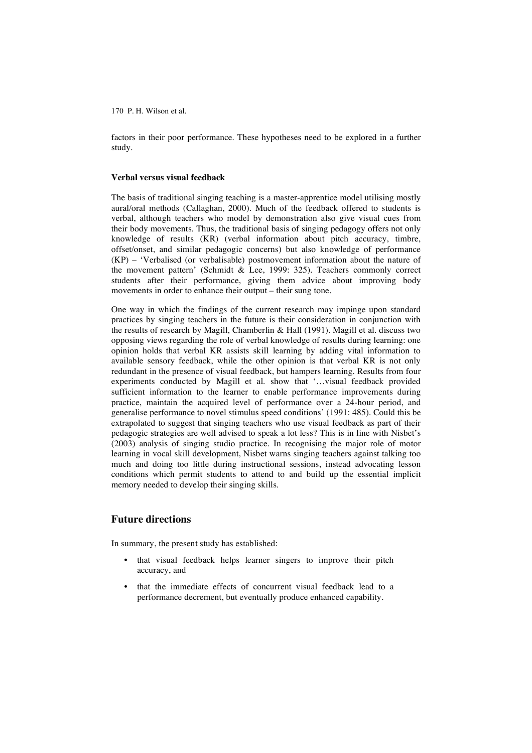factors in their poor performance. These hypotheses need to be explored in a further study.

### Verbal versus visual feedback

The basis of traditional singing teaching is a master-apprentice model utilising mostly aural/oral methods (Callaghan, 2000). Much of the feedback offered to students is verbal, although teachers who model by demonstration also give visual cues from their body movements. Thus, the traditional basis of singing pedagogy offers not only knowledge of results (KR) (verbal information about pitch accuracy, timbre, offset/onset, and similar pedagogic concerns) but also knowledge of performance (KP) – 'Verbalised (or verbalisable) postmovement information about the nature of the movement pattern' (Schmidt & Lee, 1999: 325). Teachers commonly correct students after their performance, giving them advice about improving body movements in order to enhance their output – their sung tone.

One way in which the findings of the current research may impinge upon standard practices by singing teachers in the future is their consideration in conjunction with the results of research by Magill, Chamberlin & Hall (1991). Magill et al. discuss two opposing views regarding the role of verbal knowledge of results during learning: one opinion holds that verbal KR assists skill learning by adding vital information to available sensory feedback, while the other opinion is that verbal KR is not only redundant in the presence of visual feedback, but hampers learning. Results from four experiments conducted by Magill et al. show that '…visual feedback provided sufficient information to the learner to enable performance improvements during practice, maintain the acquired level of performance over a 24-hour period, and generalise performance to novel stimulus speed conditions' (1991: 485). Could this be extrapolated to suggest that singing teachers who use visual feedback as part of their pedagogic strategies are well advised to speak a lot less? This is in line with Nisbet's (2003) analysis of singing studio practice. In recognising the major role of motor learning in vocal skill development, Nisbet warns singing teachers against talking too much and doing too little during instructional sessions, instead advocating lesson conditions which permit students to attend to and build up the essential implicit memory needed to develop their singing skills.

## Future directions

In summary, the present study has established:

- that visual feedback helps learner singers to improve their pitch accuracy, and
- that the immediate effects of concurrent visual feedback lead to a performance decrement, but eventually produce enhanced capability.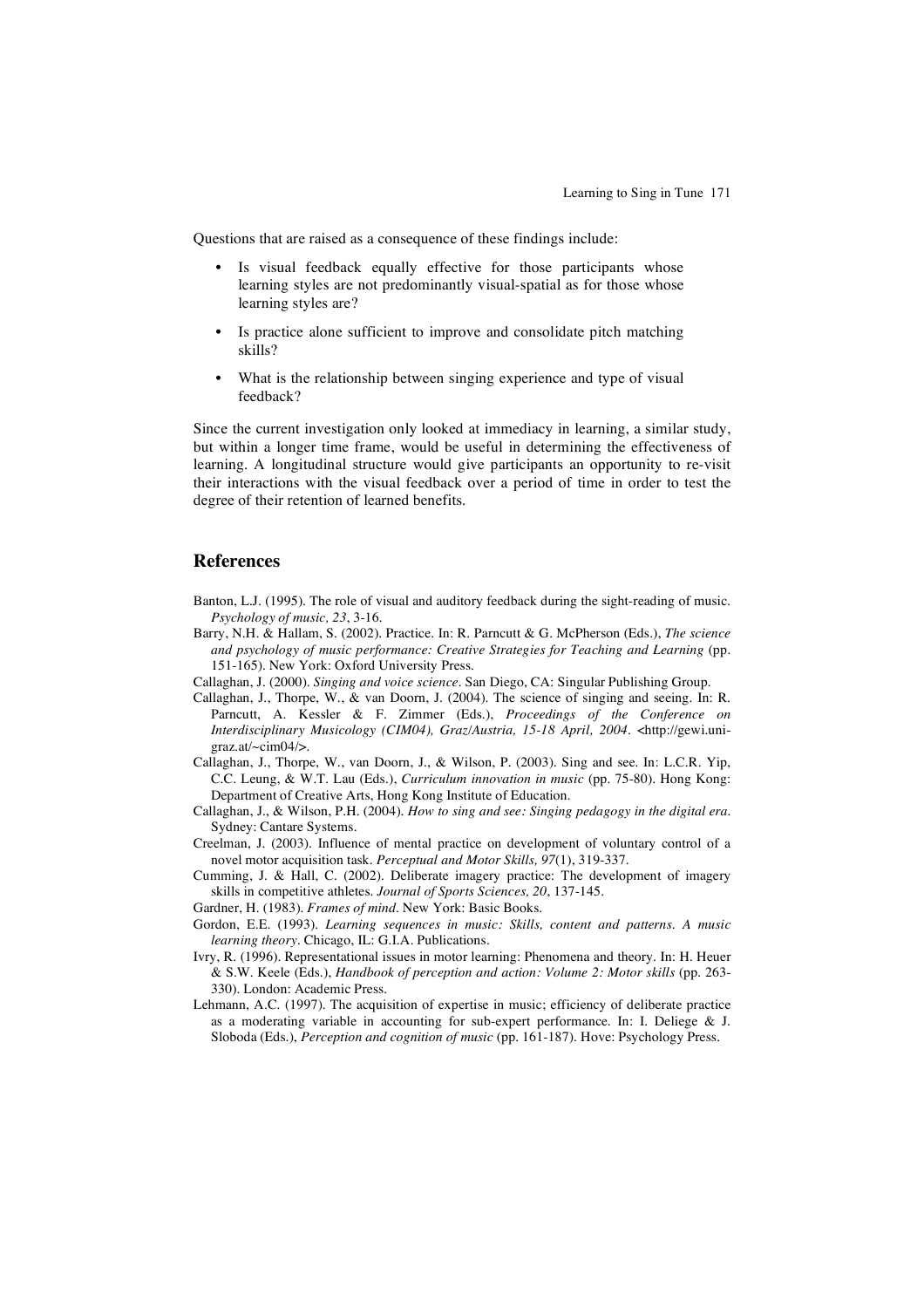Questions that are raised as a consequence of these findings include:

- Is visual feedback equally effective for those participants whose learning styles are not predominantly visual-spatial as for those whose learning styles are?
- Is practice alone sufficient to improve and consolidate pitch matching skills?
- What is the relationship between singing experience and type of visual feedback?

Since the current investigation only looked at immediacy in learning, a similar study, but within a longer time frame, would be useful in determining the effectiveness of learning. A longitudinal structure would give participants an opportunity to re-visit their interactions with the visual feedback over a period of time in order to test the degree of their retention of learned benefits.

## References

Banton, L.J. (1995). The role of visual and auditory feedback during the sight-reading of music. *Psychology of music, 23*, 3-16.

Barry, N.H. & Hallam, S. (2002). Practice. In: R. Parncutt & G. McPherson (Eds.), *The science and psychology of music performance: Creative Strategies for Teaching and Learning* (pp. 151-165). New York: Oxford University Press.

Callaghan, J. (2000). *Singing and voice science*. San Diego, CA: Singular Publishing Group.

Callaghan, J., Thorpe, W., & van Doorn, J. (2004). The science of singing and seeing. In: R. Parncutt, A. Kessler & F. Zimmer (Eds.), *Proceedings of the Conference on Interdisciplinary Musicology (CIM04), Graz/Austria, 15-18 April, 2004*. <http://gewi.uni-graz.at/~cim04/>.

Callaghan, J., Thorpe, W., van Doorn, J., & Wilson, P. (2003). Sing and see. In: L.C.R. Yip, C.C. Leung, & W.T. Lau (Eds.), *Curriculum innovation in music* (pp. 75-80). Hong Kong: Department of Creative Arts, Hong Kong Institute of Education.

Callaghan, J., & Wilson, P.H. (2004). *How to sing and see: Singing pedagogy in the digital era*. Sydney: Cantare Systems.

Creelman, J. (2003). Influence of mental practice on development of voluntary control of a novel motor acquisition task. *Perceptual and Motor Skills, 97*(1), 319-337.

Cumming, J. & Hall, C. (2002). Deliberate imagery practice: The development of imagery skills in competitive athletes. *Journal of Sports Sciences, 20*, 137-145.

Gardner, H. (1983). *Frames of mind*. New York: Basic Books.

Gordon, E.E. (1993). *Learning sequences in music: Skills, content and patterns. A music learning theory*. Chicago, IL: G.I.A. Publications.

Ivry, R. (1996). Representational issues in motor learning: Phenomena and theory. In: H. Heuer & S.W. Keele (Eds.), *Handbook of perception and action: Volume 2: Motor skills* (pp. 263-330). London: Academic Press.

Lehmann, A.C. (1997). The acquisition of expertise in music; efficiency of deliberate practice as a moderating variable in accounting for sub-expert performance. In: I. Deliege & J. Sloboda (Eds.), *Perception and cognition of music* (pp. 161-187). Hove: Psychology Press.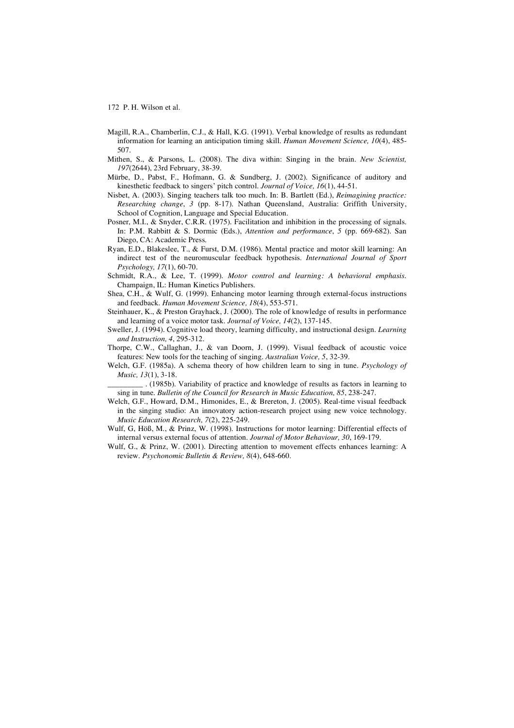Magill, R.A., Chamberlin, C.J., & Hall, K.G. (1991). Verbal knowledge of results as redundant information for learning an anticipation timing skill. *Human Movement Science, 10*(4), 485-507.

Mithen, S., & Parsons, L. (2008). The diva within: Singing in the brain. *New Scientist, 197*(2644), 23rd February, 38-39.

Mürbe, D., Pabst, F., Hofmann, G. & Sundberg, J. (2002). Significance of auditory and kinesthetic feedback to singers' pitch control. *Journal of Voice, 16*(1), 44-51.

Nisbet, A. (2003). Singing teachers talk too much. In: B. Bartlett (Ed.), *Reimagining practice: Researching change*, *3* (pp. 8-17). Nathan Queensland, Australia: Griffith University, School of Cognition, Language and Special Education.

Posner, M.I., & Snyder, C.R.R. (1975). Facilitation and inhibition in the processing of signals. In: P.M. Rabbitt & S. Dormic (Eds.), *Attention and performance*, *5* (pp. 669-682). San Diego, CA: Academic Press.

Ryan, E.D., Blakeslee, T., & Furst, D.M. (1986). Mental practice and motor skill learning: An indirect test of the neuromuscular feedback hypothesis. *International Journal of Sport Psychology, 17*(1), 60-70.

Schmidt, R.A., & Lee, T. (1999). *Motor control and learning: A behavioral emphasis*. Champaign, IL: Human Kinetics Publishers.

Shea, C.H., & Wulf, G. (1999). Enhancing motor learning through external-focus instructions and feedback. *Human Movement Science, 18*(4), 553-571.

Steinhauer, K., & Preston Grayhack, J. (2000). The role of knowledge of results in performance and learning of a voice motor task. *Journal of Voice, 14*(2), 137-145.

Sweller, J. (1994). Cognitive load theory, learning difficulty, and instructional design. *Learning and Instruction, 4*, 295-312.

Thorpe, C.W., Callaghan, J., & van Doorn, J. (1999). Visual feedback of acoustic voice features: New tools for the teaching of singing. *Australian Voice, 5*, 32-39.

Welch, G.F. (1985a). A schema theory of how children learn to sing in tune. *Psychology of Music, 13*(1), 3-18.

_________ . (1985b). Variability of practice and knowledge of results as factors in learning to sing in tune. *Bulletin of the Council for Research in Music Education, 85*, 238-247.

Welch, G.F., Howard, D.M., Himonides, E., & Brereton, J. (2005). Real-time visual feedback in the singing studio: An innovatory action-research project using new voice technology. *Music Education Research, 7*(2), 225-249.

Wulf, G, Höß, M., & Prinz, W. (1998). Instructions for motor learning: Differential effects of internal versus external focus of attention. *Journal of Motor Behaviour, 30*, 169-179.

Wulf, G., & Prinz, W. (2001). Directing attention to movement effects enhances learning: A review. *Psychonomic Bulletin & Review, 8*(4), 648-660.